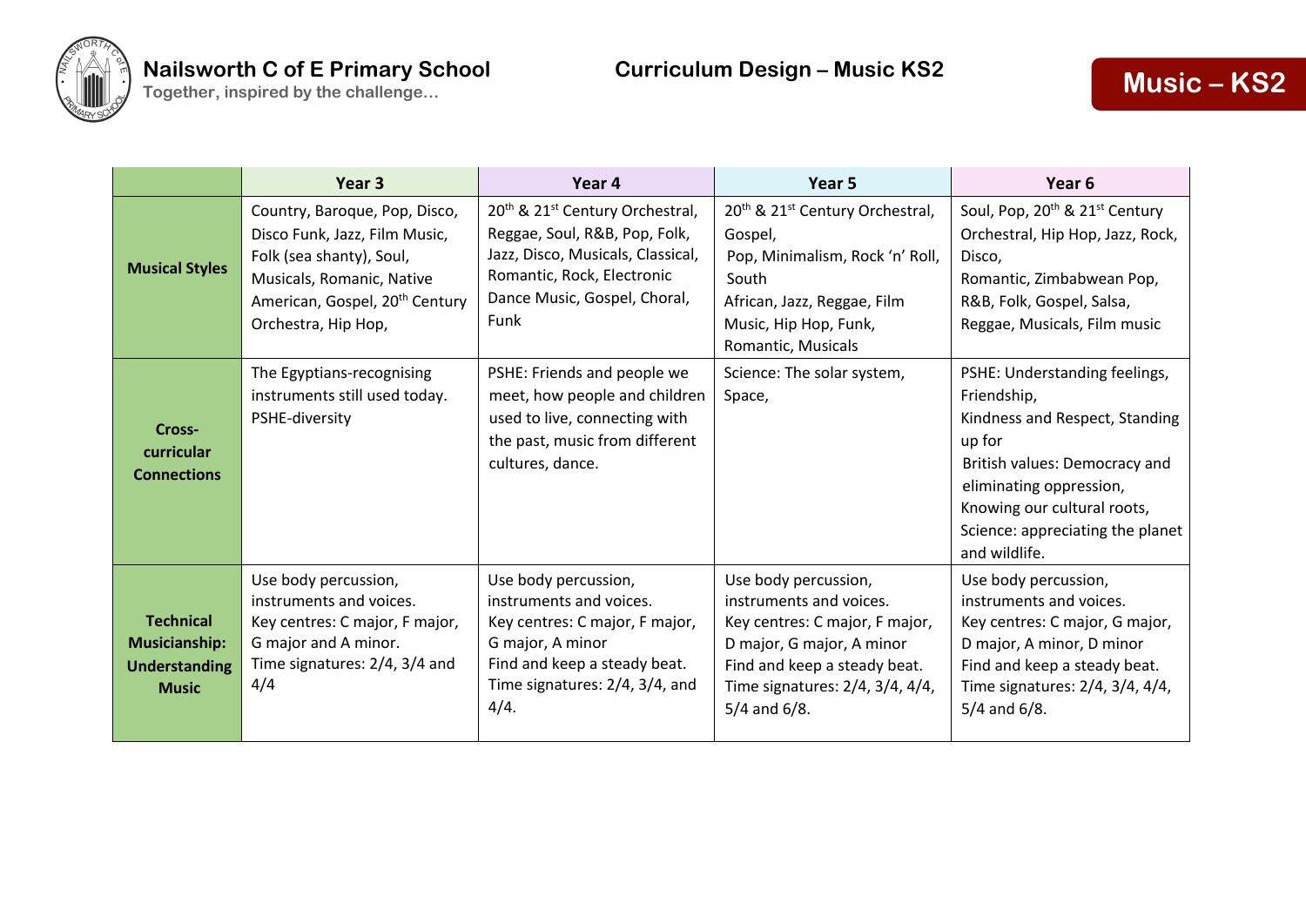# Nailsworth C of E Primary School

Together, inspired by the challenge…

## Curriculum Design – Music KS2

## Music – KS2

| | Year 3 | Year 4 | Year 5 | Year 6 |
|---|---|---|---|---|
| **Musical Styles** | Country, Baroque, Pop, Disco, Disco Funk, Jazz, Film Music, Folk (sea shanty), Soul, Musicals, Romanic, Native American, Gospel, 20th Century Orchestra, Hip Hop, | 20th & 21st Century Orchestral, Reggae, Soul, R&B, Pop, Folk, Jazz, Disco, Musicals, Classical, Romantic, Rock, Electronic Dance Music, Gospel, Choral, Funk | 20th & 21st Century Orchestral, Gospel, Pop, Minimalism, Rock 'n' Roll, South African, Jazz, Reggae, Film Music, Hip Hop, Funk, Romantic, Musicals | Soul, Pop, 20th & 21st Century Orchestral, Hip Hop, Jazz, Rock, Disco, Romantic, Zimbabwean Pop, R&B, Folk, Gospel, Salsa, Reggae, Musicals, Film music |
| **Cross-curricular Connections** | The Egyptians-recognising instruments still used today. PSHE-diversity | PSHE: Friends and people we meet, how people and children used to live, connecting with the past, music from different cultures, dance. | Science: The solar system, Space, | PSHE: Understanding feelings, Friendship, Kindness and Respect, Standing up for British values: Democracy and eliminating oppression, Knowing our cultural roots, Science: appreciating the planet and wildlife. |
| **Technical Musicianship: Understanding Music** | Use body percussion, instruments and voices. Key centres: C major, F major, G major and A minor. Time signatures: 2/4, 3/4 and 4/4 | Use body percussion, instruments and voices. Key centres: C major, F major, G major, A minor Find and keep a steady beat. Time signatures: 2/4, 3/4, and 4/4. | Use body percussion, instruments and voices. Key centres: C major, F major, D major, G major, A minor Find and keep a steady beat. Time signatures: 2/4, 3/4, 4/4, 5/4 and 6/8. | Use body percussion, instruments and voices. Key centres: C major, G major, D major, A minor, D minor Find and keep a steady beat. Time signatures: 2/4, 3/4, 4/4, 5/4 and 6/8. |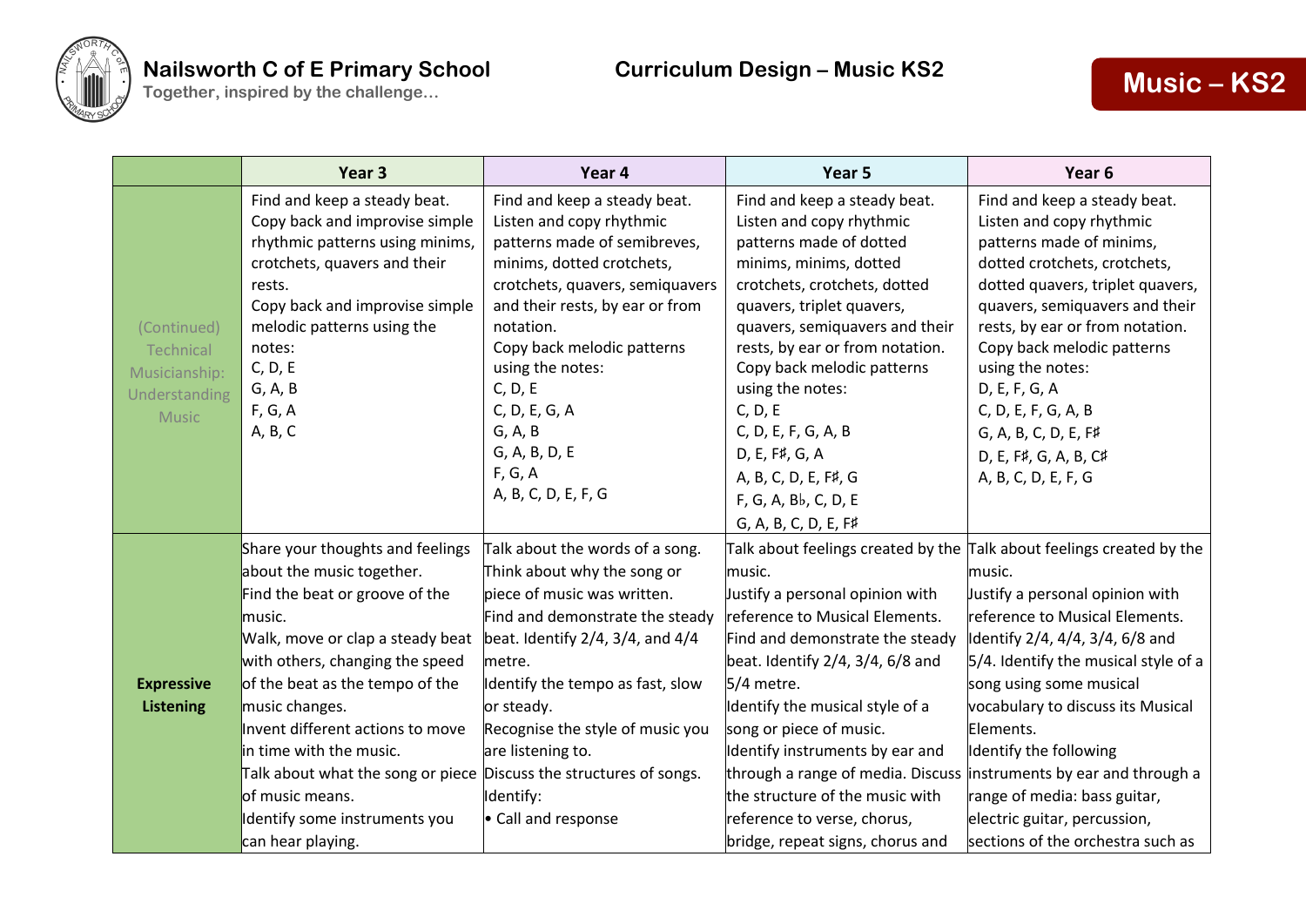| | Year 3 | Year 4 | Year 5 | Year 6 |
|---|---|---|---|---|
| (Continued) Technical Musicianship: Understanding Music | Find and keep a steady beat.<br>Copy back and improvise simple rhythmic patterns using minims, crotchets, quavers and their rests.<br>Copy back and improvise simple melodic patterns using the notes:<br>C, D, E<br>G, A, B<br>F, G, A<br>A, B, C | Find and keep a steady beat.<br>Listen and copy rhythmic patterns made of semibreves, minims, dotted crotchets, crotchets, quavers, semiquavers and their rests, by ear or from notation.<br>Copy back melodic patterns using the notes:<br>C, D, E<br>C, D, E, G, A<br>G, A, B<br>G, A, B, D, E<br>F, G, A<br>A, B, C, D, E, F, G | Find and keep a steady beat.<br>Listen and copy rhythmic patterns made of dotted minims, minims, dotted crotchets, crotchets, dotted quavers, triplet quavers, quavers, semiquavers and their rests, by ear or from notation.<br>Copy back melodic patterns using the notes:<br>C, D, E<br>C, D, E, F, G, A, B<br>D, E, F♯, G, A<br>A, B, C, D, E, F♯, G<br>F, G, A, B♭, C, D, E<br>G, A, B, C, D, E, F♯ | Find and keep a steady beat.<br>Listen and copy rhythmic patterns made of minims, dotted crotchets, crotchets, dotted quavers, triplet quavers, quavers, semiquavers and their rests, by ear or from notation.<br>Copy back melodic patterns using the notes:<br>D, E, F, G, A<br>C, D, E, F, G, A, B<br>G, A, B, C, D, E, F♯<br>D, E, F♯, G, A, B, C♯<br>A, B, C, D, E, F, G |
| **Expressive Listening** | Share your thoughts and feelings about the music together.<br>Find the beat or groove of the music.<br>Walk, move or clap a steady beat with others, changing the speed of the beat as the tempo of the music changes.<br>Invent different actions to move in time with the music.<br>Talk about what the song or piece of music means.<br>Identify some instruments you can hear playing. | Talk about the words of a song.<br>Think about why the song or piece of music was written.<br>Find and demonstrate the steady beat. Identify 2/4, 3/4, and 4/4 metre.<br>Identify the tempo as fast, slow or steady.<br>Recognise the style of music you are listening to.<br>Discuss the structures of songs.<br>Identify:<br>• Call and response | Talk about feelings created by the music.<br>Justify a personal opinion with reference to Musical Elements.<br>Find and demonstrate the steady beat. Identify 2/4, 3/4, 6/8 and 5/4 metre.<br>Identify the musical style of a song or piece of music.<br>Identify instruments by ear and through a range of media. Discuss the structure of the music with reference to verse, chorus, bridge, repeat signs, chorus and | Talk about feelings created by the music.<br>Justify a personal opinion with reference to Musical Elements.<br>Identify 2/4, 4/4, 3/4, 6/8 and 5/4. Identify the musical style of a song using some musical vocabulary to discuss its Musical Elements.<br>Identify the following instruments by ear and through a range of media: bass guitar, electric guitar, percussion, sections of the orchestra such as |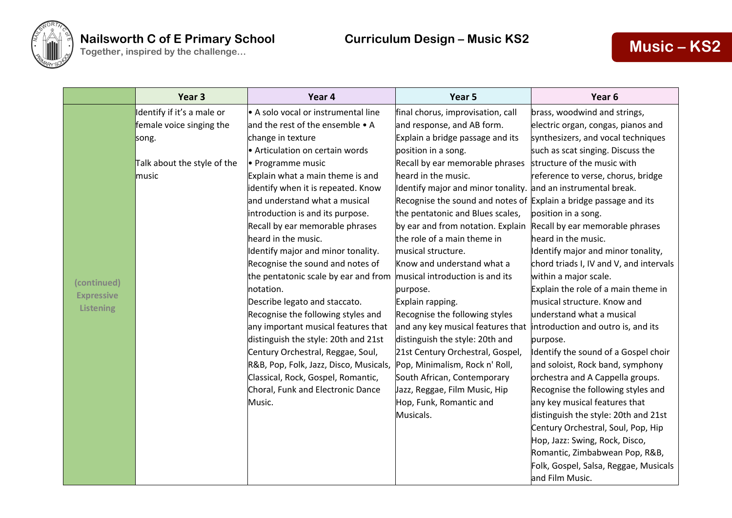| | Year 3 | Year 4 | Year 5 | Year 6 |
|---|---|---|---|---|
| (continued) Expressive Listening | Identify if it's a male or female voice singing the song.<br><br>Talk about the style of the music | • A solo vocal or instrumental line and the rest of the ensemble • A change in texture<br>• Articulation on certain words<br>• Programme music<br>Explain what a main theme is and identify when it is repeated. Know and understand what a musical introduction is and its purpose.<br>Recall by ear memorable phrases heard in the music.<br>Identify major and minor tonality.<br>Recognise the sound and notes of the pentatonic scale by ear and from notation.<br>Describe legato and staccato.<br>Recognise the following styles and any important musical features that distinguish the style: 20th and 21st Century Orchestral, Reggae, Soul, R&B, Pop, Folk, Jazz, Disco, Musicals, Classical, Rock, Gospel, Romantic, Choral, Funk and Electronic Dance Music. | final chorus, improvisation, call and response, and AB form.<br>Explain a bridge passage and its position in a song.<br>Recall by ear memorable phrases heard in the music.<br>Identify major and minor tonality.<br>Recognise the sound and notes of the pentatonic and Blues scales, by ear and from notation. Explain the role of a main theme in musical structure.<br>Know and understand what a musical introduction is and its purpose.<br>Explain rapping.<br>Recognise the following styles and any key musical features that distinguish the style: 20th and 21st Century Orchestral, Gospel, Pop, Minimalism, Rock n' Roll, South African, Contemporary Jazz, Reggae, Film Music, Hip Hop, Funk, Romantic and Musicals. | brass, woodwind and strings, electric organ, congas, pianos and synthesizers, and vocal techniques such as scat singing. Discuss the structure of the music with reference to verse, chorus, bridge and an instrumental break.<br>Explain a bridge passage and its position in a song.<br>Recall by ear memorable phrases heard in the music.<br>Identify major and minor tonality, chord triads I, IV and V, and intervals within a major scale.<br>Explain the role of a main theme in musical structure. Know and understand what a musical introduction and outro is, and its purpose.<br>Identify the sound of a Gospel choir and soloist, Rock band, symphony orchestra and A Cappella groups.<br>Recognise the following styles and any key musical features that distinguish the style: 20th and 21st Century Orchestral, Soul, Pop, Hip Hop, Jazz: Swing, Rock, Disco, Romantic, Zimbabwean Pop, R&B, Folk, Gospel, Salsa, Reggae, Musicals and Film Music. |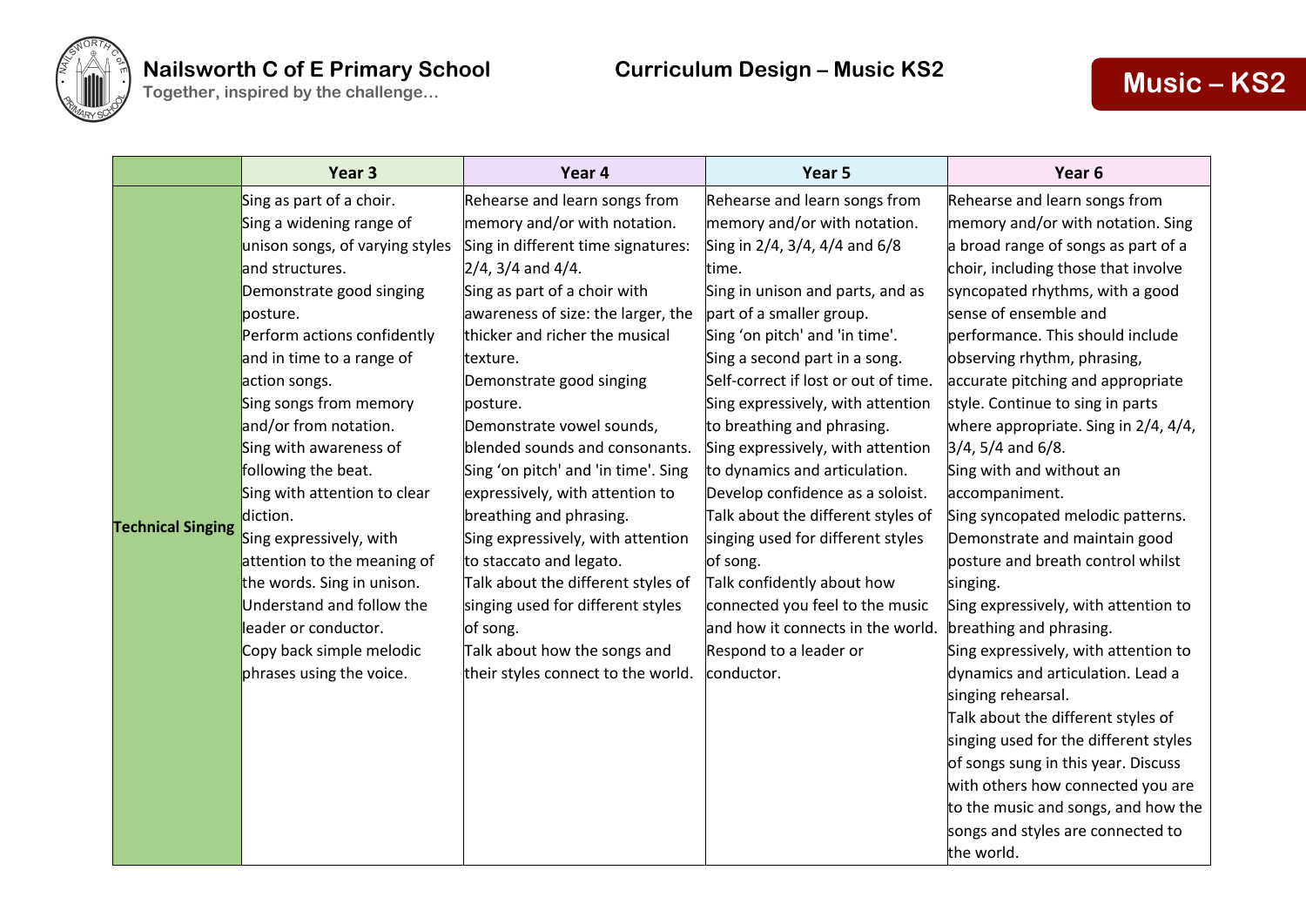| | Year 3 | Year 4 | Year 5 | Year 6 |
|---|---|---|---|---|
| **Technical Singing** | Sing as part of a choir.<br>Sing a widening range of unison songs, of varying styles and structures.<br>Demonstrate good singing posture.<br>Perform actions confidently and in time to a range of action songs.<br>Sing songs from memory and/or from notation.<br>Sing with awareness of following the beat.<br>Sing with attention to clear diction.<br>Sing expressively, with attention to the meaning of the words. Sing in unison.<br>Understand and follow the leader or conductor.<br>Copy back simple melodic phrases using the voice. | Rehearse and learn songs from memory and/or with notation.<br>Sing in different time signatures: 2/4, 3/4 and 4/4.<br>Sing as part of a choir with awareness of size: the larger, the thicker and richer the musical texture.<br>Demonstrate good singing posture.<br>Demonstrate vowel sounds, blended sounds and consonants.<br>Sing 'on pitch' and 'in time'. Sing expressively, with attention to breathing and phrasing.<br>Sing expressively, with attention to staccato and legato.<br>Talk about the different styles of singing used for different styles of song.<br>Talk about how the songs and their styles connect to the world. | Rehearse and learn songs from memory and/or with notation.<br>Sing in 2/4, 3/4, 4/4 and 6/8 time.<br>Sing in unison and parts, and as part of a smaller group.<br>Sing 'on pitch' and 'in time'.<br>Sing a second part in a song.<br>Self-correct if lost or out of time.<br>Sing expressively, with attention to breathing and phrasing.<br>Sing expressively, with attention to dynamics and articulation.<br>Develop confidence as a soloist.<br>Talk about the different styles of singing used for different styles of song.<br>Talk confidently about how connected you feel to the music and how it connects in the world.<br>Respond to a leader or conductor. | Rehearse and learn songs from memory and/or with notation. Sing a broad range of songs as part of a choir, including those that involve syncopated rhythms, with a good sense of ensemble and performance. This should include observing rhythm, phrasing, accurate pitching and appropriate style. Continue to sing in parts where appropriate. Sing in 2/4, 4/4, 3/4, 5/4 and 6/8.<br>Sing with and without an accompaniment.<br>Sing syncopated melodic patterns.<br>Demonstrate and maintain good posture and breath control whilst singing.<br>Sing expressively, with attention to breathing and phrasing.<br>Sing expressively, with attention to dynamics and articulation. Lead a singing rehearsal.<br>Talk about the different styles of singing used for the different styles of songs sung in this year. Discuss with others how connected you are to the music and songs, and how the songs and styles are connected to the world. |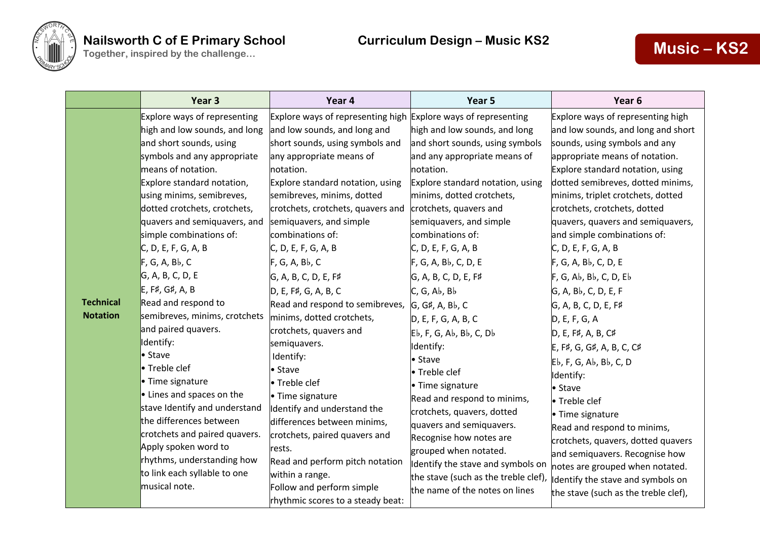| | Year 3 | Year 4 | Year 5 | Year 6 |
|---|---|---|---|---|
| **Technical Notation** | Explore ways of representing high and low sounds, and long and short sounds, using symbols and any appropriate means of notation.<br>Explore standard notation, using minims, semibreves, dotted crotchets, crotchets, quavers and semiquavers, and simple combinations of:<br>C, D, E, F, G, A, B<br>F, G, A, B♭, C<br>G, A, B, C, D, E<br>E, F♯, G♯, A, B<br>Read and respond to semibreves, minims, crotchets and paired quavers.<br>Identify:<br>• Stave<br>• Treble clef<br>• Time signature<br>• Lines and spaces on the stave Identify and understand the differences between crotchets and paired quavers.<br>Apply spoken word to rhythms, understanding how to link each syllable to one musical note. | Explore ways of representing high and low sounds, and long and short sounds, using symbols and any appropriate means of notation.<br>Explore standard notation, using semibreves, minims, dotted crotchets, crotchets, quavers and semiquavers, and simple combinations of:<br>C, D, E, F, G, A, B<br>F, G, A, B♭, C<br>G, A, B, C, D, E, F♯<br>D, E, F♯, G, A, B, C<br>Read and respond to semibreves, minims, dotted crotchets, crotchets, quavers and semiquavers.<br>Identify:<br>• Stave<br>• Treble clef<br>• Time signature<br>Identify and understand the differences between minims, crotchets, paired quavers and rests.<br>Read and perform pitch notation within a range.<br>Follow and perform simple rhythmic scores to a steady beat: | Explore ways of representing high and low sounds, and long and short sounds, using symbols and any appropriate means of notation.<br>Explore standard notation, using minims, dotted crotchets, crotchets, quavers and semiquavers, and simple combinations of:<br>C, D, E, F, G, A, B<br>F, G, A, B♭, C, D, E<br>G, A, B, C, D, E, F♯<br>C, G, A♭, B♭<br>G, G♯, A, B♭, C<br>D, E, F, G, A, B, C<br>E♭, F, G, A♭, B♭, C, D♭<br>Identify:<br>• Stave<br>• Treble clef<br>• Time signature<br>Read and respond to minims, crotchets, quavers, dotted quavers and semiquavers.<br>Recognise how notes are grouped when notated.<br>Identify the stave and symbols on the stave (such as the treble clef), the name of the notes on lines | Explore ways of representing high and low sounds, and long and short sounds, using symbols and any appropriate means of notation.<br>Explore standard notation, using dotted semibreves, dotted minims, minims, triplet crotchets, dotted crotchets, crotchets, dotted quavers, quavers and semiquavers, and simple combinations of:<br>C, D, E, F, G, A, B<br>F, G, A, B♭, C, D, E<br>F, G, A♭, B♭, C, D, E♭<br>G, A, B♭, C, D, E, F<br>G, A, B, C, D, E, F♯<br>D, E, F, G, A<br>D, E, F♯, A, B, C♯<br>E, F♯, G, G♯, A, B, C, C♯<br>E♭, F, G, A♭, B♭, C, D<br>Identify:<br>• Stave<br>• Treble clef<br>• Time signature<br>Read and respond to minims, crotchets, quavers, dotted quavers and semiquavers. Recognise how notes are grouped when notated.<br>Identify the stave and symbols on the stave (such as the treble clef), |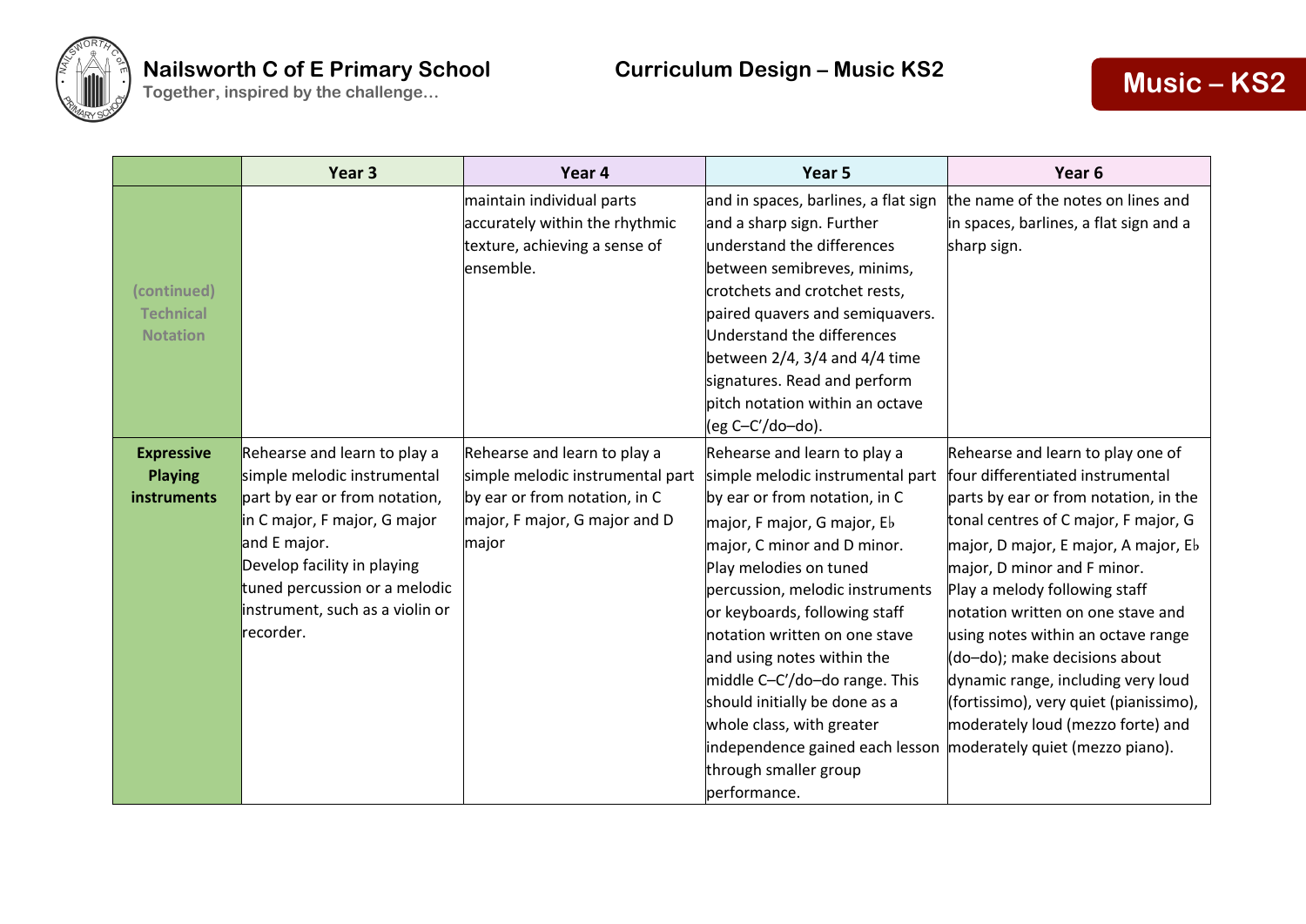| | Year 3 | Year 4 | Year 5 | Year 6 |
|---|---|---|---|---|
| (continued) Technical Notation | | maintain individual parts accurately within the rhythmic texture, achieving a sense of ensemble. | and in spaces, barlines, a flat sign and a sharp sign. Further understand the differences between semibreves, minims, crotchets and crotchet rests, paired quavers and semiquavers. Understand the differences between 2/4, 3/4 and 4/4 time signatures. Read and perform pitch notation within an octave (eg C–C′/do–do). | the name of the notes on lines and in spaces, barlines, a flat sign and a sharp sign. |
| **Expressive Playing instruments** | Rehearse and learn to play a simple melodic instrumental part by ear or from notation, in C major, F major, G major and E major. Develop facility in playing tuned percussion or a melodic instrument, such as a violin or recorder. | Rehearse and learn to play a simple melodic instrumental part by ear or from notation, in C major, F major, G major and D major | Rehearse and learn to play a simple melodic instrumental part by ear or from notation, in C major, F major, G major, E♭ major, C minor and D minor. Play melodies on tuned percussion, melodic instruments or keyboards, following staff notation written on one stave and using notes within the middle C–C′/do–do range. This should initially be done as a whole class, with greater independence gained each lesson through smaller group performance. | Rehearse and learn to play one of four differentiated instrumental parts by ear or from notation, in the tonal centres of C major, F major, G major, D major, E major, A major, E♭ major, D minor and F minor. Play a melody following staff notation written on one stave and using notes within an octave range (do–do); make decisions about dynamic range, including very loud (fortissimo), very quiet (pianissimo), moderately loud (mezzo forte) and moderately quiet (mezzo piano). |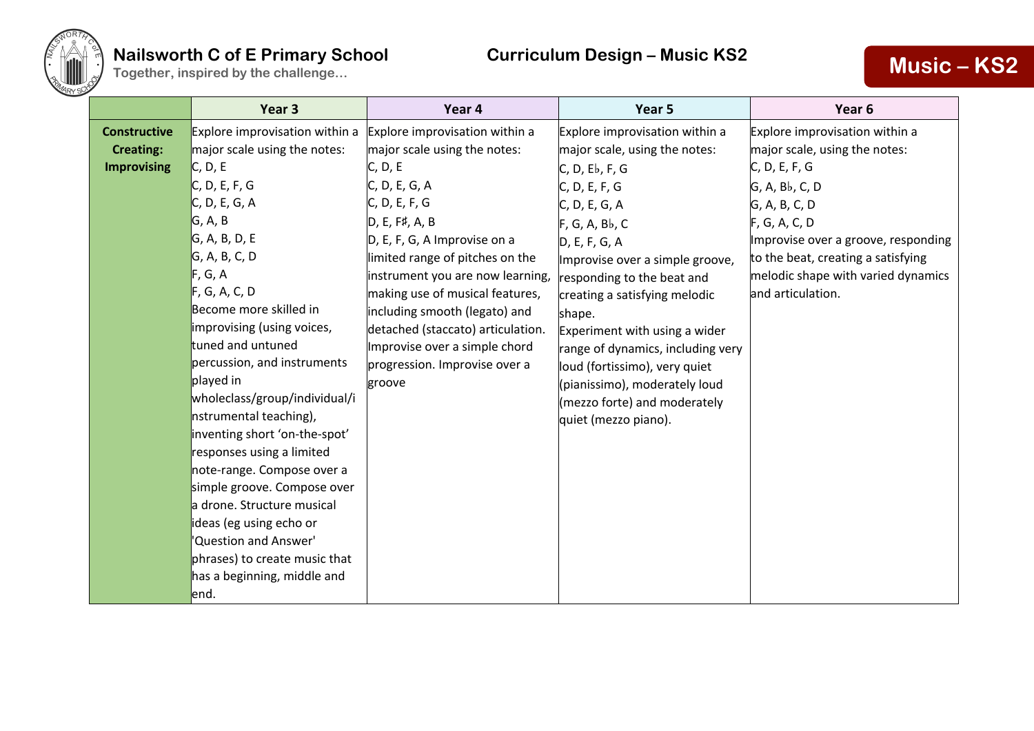**Nailsworth C of E Primary School**
Together, inspired by the challenge…

**Curriculum Design – Music KS2**

**Music – KS2**

| | Year 3 | Year 4 | Year 5 | Year 6 |
|---|---|---|---|---|
| **Constructive Creating: Improvising** | Explore improvisation within a major scale using the notes:<br>C, D, E<br>C, D, E, F, G<br>C, D, E, G, A<br>G, A, B<br>G, A, B, D, E<br>G, A, B, C, D<br>F, G, A<br>F, G, A, C, D<br>Become more skilled in improvising (using voices, tuned and untuned percussion, and instruments played in wholeclass/group/individual/instrumental teaching), inventing short 'on-the-spot' responses using a limited note-range. Compose over a simple groove. Compose over a drone. Structure musical ideas (eg using echo or 'Question and Answer' phrases) to create music that has a beginning, middle and end. | Explore improvisation within a major scale using the notes:<br>C, D, E<br>C, D, E, G, A<br>C, D, E, F, G<br>D, E, F♯, A, B<br>D, E, F, G, A Improvise on a limited range of pitches on the instrument you are now learning, making use of musical features, including smooth (legato) and detached (staccato) articulation. Improvise over a simple chord progression. Improvise over a groove | Explore improvisation within a major scale, using the notes:<br>C, D, E♭, F, G<br>C, D, E, F, G<br>C, D, E, G, A<br>F, G, A, B♭, C<br>D, E, F, G, A<br>Improvise over a simple groove, responding to the beat and creating a satisfying melodic shape.<br>Experiment with using a wider range of dynamics, including very loud (fortissimo), very quiet (pianissimo), moderately loud (mezzo forte) and moderately quiet (mezzo piano). | Explore improvisation within a major scale, using the notes:<br>C, D, E, F, G<br>G, A, B♭, C, D<br>G, A, B, C, D<br>F, G, A, C, D<br>Improvise over a groove, responding to the beat, creating a satisfying melodic shape with varied dynamics and articulation. |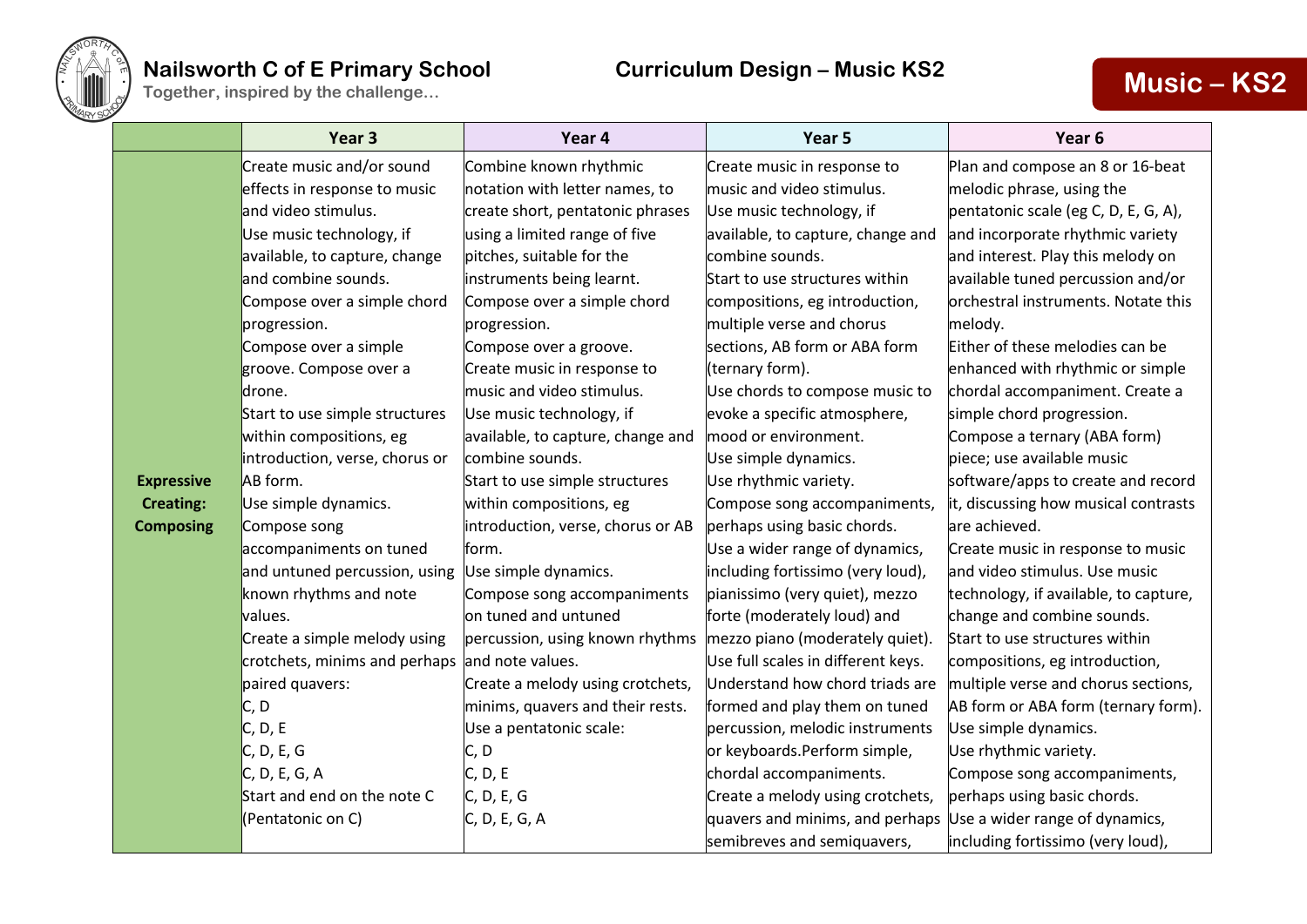# Nailsworth C of E Primary School

Together, inspired by the challenge…

## Curriculum Design – Music KS2

## Music – KS2

| | Year 3 | Year 4 | Year 5 | Year 6 |
|---|---|---|---|---|
| **Expressive Creating: Composing** | Create music and/or sound effects in response to music and video stimulus.<br>Use music technology, if available, to capture, change and combine sounds.<br>Compose over a simple chord progression.<br>Compose over a simple groove. Compose over a drone.<br>Start to use simple structures within compositions, eg introduction, verse, chorus or AB form.<br>Use simple dynamics.<br>Compose song accompaniments on tuned and untuned percussion, using known rhythms and note values.<br>Create a simple melody using crotchets, minims and perhaps paired quavers:<br>C, D<br>C, D, E<br>C, D, E, G<br>C, D, E, G, A<br>Start and end on the note C (Pentatonic on C) | Combine known rhythmic notation with letter names, to create short, pentatonic phrases using a limited range of five pitches, suitable for the instruments being learnt.<br>Compose over a simple chord progression.<br>Compose over a groove.<br>Create music in response to music and video stimulus.<br>Use music technology, if available, to capture, change and combine sounds.<br>Start to use simple structures within compositions, eg introduction, verse, chorus or AB form.<br>Use simple dynamics.<br>Compose song accompaniments on tuned and untuned percussion, using known rhythms and note values.<br>Create a melody using crotchets, minims, quavers and their rests.<br>Use a pentatonic scale:<br>C, D<br>C, D, E<br>C, D, E, G<br>C, D, E, G, A | Create music in response to music and video stimulus.<br>Use music technology, if available, to capture, change and combine sounds.<br>Start to use structures within compositions, eg introduction, multiple verse and chorus sections, AB form or ABA form (ternary form).<br>Use chords to compose music to evoke a specific atmosphere, mood or environment.<br>Use simple dynamics.<br>Use rhythmic variety.<br>Compose song accompaniments, perhaps using basic chords.<br>Use a wider range of dynamics, including fortissimo (very loud), pianissimo (very quiet), mezzo forte (moderately loud) and mezzo piano (moderately quiet).<br>Use full scales in different keys.<br>Understand how chord triads are formed and play them on tuned percussion, melodic instruments or keyboards.Perform simple, chordal accompaniments.<br>Create a melody using crotchets, quavers and minims, and perhaps semibreves and semiquavers, | Plan and compose an 8 or 16-beat melodic phrase, using the pentatonic scale (eg C, D, E, G, A), and incorporate rhythmic variety and interest. Play this melody on available tuned percussion and/or orchestral instruments. Notate this melody.<br>Either of these melodies can be enhanced with rhythmic or simple chordal accompaniment. Create a simple chord progression.<br>Compose a ternary (ABA form) piece; use available music software/apps to create and record it, discussing how musical contrasts are achieved.<br>Create music in response to music and video stimulus. Use music technology, if available, to capture, change and combine sounds.<br>Start to use structures within compositions, eg introduction, multiple verse and chorus sections, AB form or ABA form (ternary form).<br>Use simple dynamics.<br>Use rhythmic variety.<br>Compose song accompaniments, perhaps using basic chords.<br>Use a wider range of dynamics, including fortissimo (very loud), |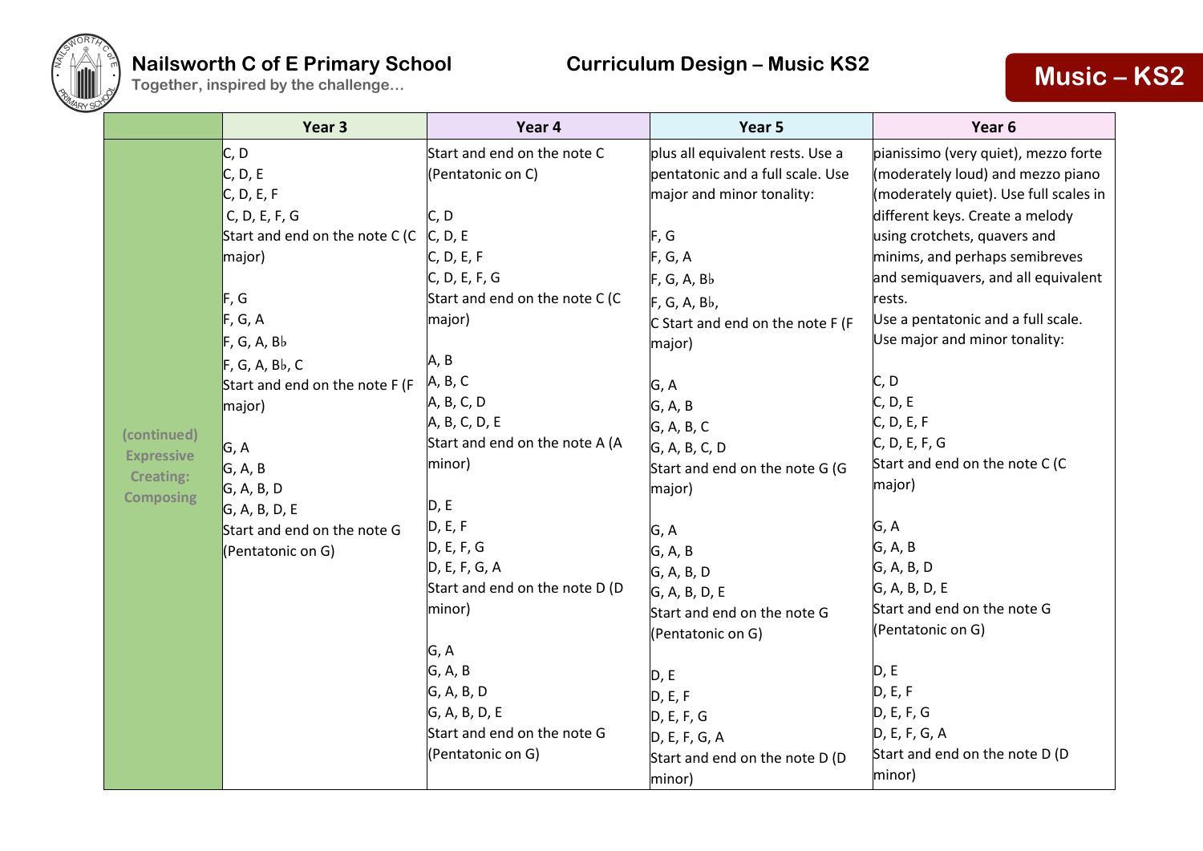| | Year 3 | Year 4 | Year 5 | Year 6 |
|---|---|---|---|---|
| (continued) Expressive Creating: Composing | C, D<br>C, D, E<br>C, D, E, F<br>C, D, E, F, G<br>Start and end on the note C (C major)<br><br>F, G<br>F, G, A<br>F, G, A, B♭<br>F, G, A, B♭, C<br>Start and end on the note F (F major)<br><br>G, A<br>G, A, B<br>G, A, B, D<br>G, A, B, D, E<br>Start and end on the note G (Pentatonic on G) | Start and end on the note C (Pentatonic on C)<br><br>C, D<br>C, D, E<br>C, D, E, F<br>C, D, E, F, G<br>Start and end on the note C (C major)<br><br>A, B<br>A, B, C<br>A, B, C, D<br>A, B, C, D, E<br>Start and end on the note A (A minor)<br><br>D, E<br>D, E, F<br>D, E, F, G<br>D, E, F, G, A<br>Start and end on the note D (D minor)<br><br>G, A<br>G, A, B<br>G, A, B, D<br>G, A, B, D, E<br>Start and end on the note G (Pentatonic on G) | plus all equivalent rests. Use a pentatonic and a full scale. Use major and minor tonality:<br><br>F, G<br>F, G, A<br>F, G, A, B♭<br>F, G, A, B♭,<br>C Start and end on the note F (F major)<br><br>G, A<br>G, A, B<br>G, A, B, C<br>G, A, B, C, D<br>Start and end on the note G (G major)<br><br>G, A<br>G, A, B<br>G, A, B, D<br>G, A, B, D, E<br>Start and end on the note G (Pentatonic on G)<br><br>D, E<br>D, E, F<br>D, E, F, G<br>D, E, F, G, A<br>Start and end on the note D (D minor) | pianissimo (very quiet), mezzo forte (moderately loud) and mezzo piano (moderately quiet). Use full scales in different keys. Create a melody using crotchets, quavers and minims, and perhaps semibreves and semiquavers, and all equivalent rests.<br>Use a pentatonic and a full scale. Use major and minor tonality:<br><br>C, D<br>C, D, E<br>C, D, E, F<br>C, D, E, F, G<br>Start and end on the note C (C major)<br><br>G, A<br>G, A, B<br>G, A, B, D<br>G, A, B, D, E<br>Start and end on the note G (Pentatonic on G)<br><br>D, E<br>D, E, F<br>D, E, F, G<br>D, E, F, G, A<br>Start and end on the note D (D minor) |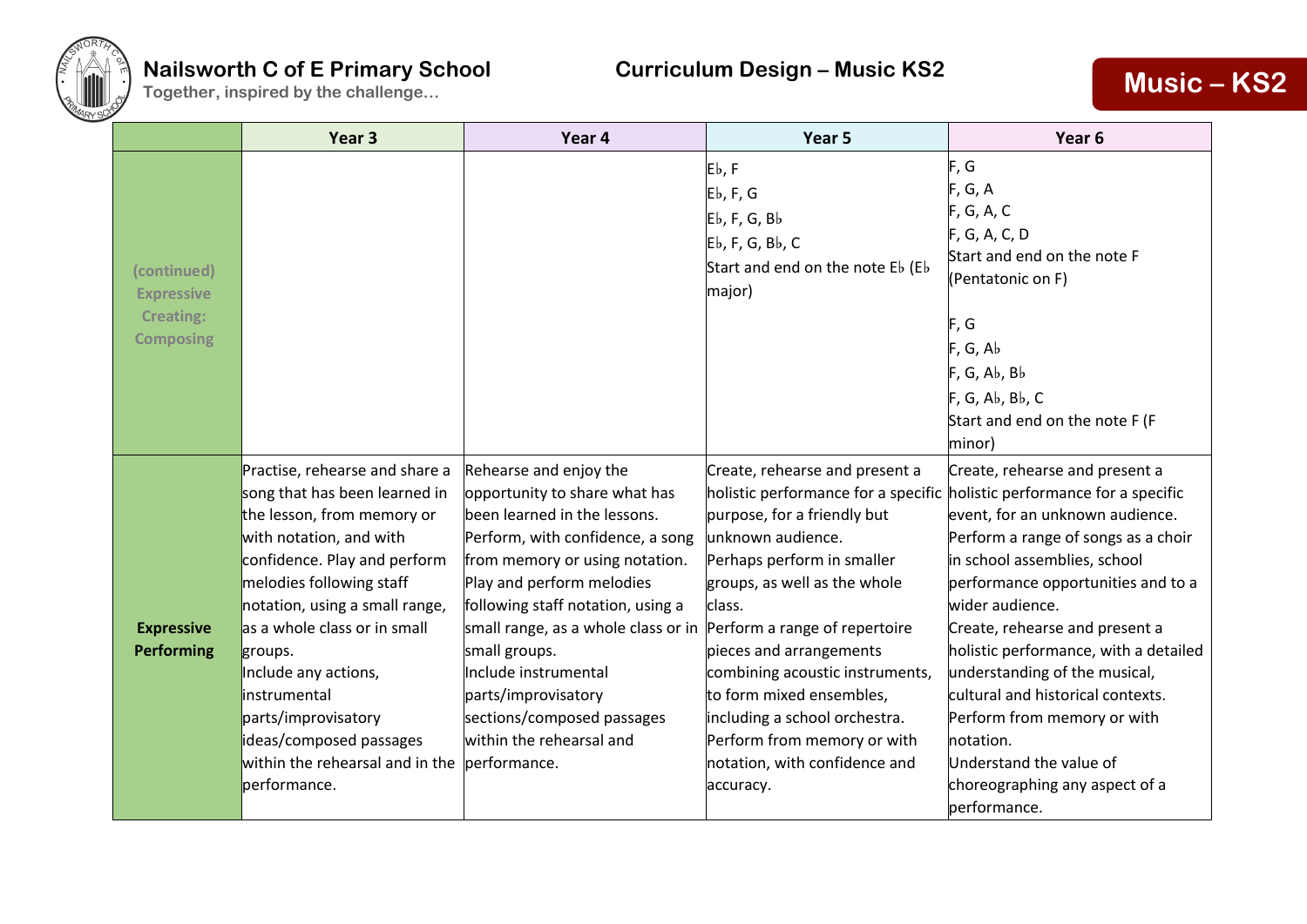# Nailsworth C of E Primary School

Together, inspired by the challenge…

## Curriculum Design – Music KS2

## Music – KS2

| | Year 3 | Year 4 | Year 5 | Year 6 |
|---|---|---|---|---|
| (continued) Expressive Creating: Composing | | | E♭, F<br>E♭, F, G<br>E♭, F, G, B♭<br>E♭, F, G, B♭, C<br>Start and end on the note E♭ (E♭ major) | F, G<br>F, G, A<br>F, G, A, C<br>F, G, A, C, D<br>Start and end on the note F (Pentatonic on F)<br><br>F, G<br>F, G, A♭<br>F, G, A♭, B♭<br>F, G, A♭, B♭, C<br>Start and end on the note F (F minor) |
| **Expressive Performing** | Practise, rehearse and share a song that has been learned in the lesson, from memory or with notation, and with confidence. Play and perform melodies following staff notation, using a small range, as a whole class or in small groups.<br>Include any actions, instrumental parts/improvisatory ideas/composed passages within the rehearsal and in the performance. | Rehearse and enjoy the opportunity to share what has been learned in the lessons.<br>Perform, with confidence, a song from memory or using notation.<br>Play and perform melodies following staff notation, using a small range, as a whole class or in small groups.<br>Include instrumental parts/improvisatory sections/composed passages within the rehearsal and performance. | Create, rehearse and present a holistic performance for a specific purpose, for a friendly but unknown audience.<br>Perhaps perform in smaller groups, as well as the whole class.<br>Perform a range of repertoire pieces and arrangements combining acoustic instruments, to form mixed ensembles, including a school orchestra.<br>Perform from memory or with notation, with confidence and accuracy. | Create, rehearse and present a holistic performance for a specific event, for an unknown audience.<br>Perform a range of songs as a choir in school assemblies, school performance opportunities and to a wider audience.<br>Create, rehearse and present a holistic performance, with a detailed understanding of the musical, cultural and historical contexts.<br>Perform from memory or with notation.<br>Understand the value of choreographing any aspect of a performance. |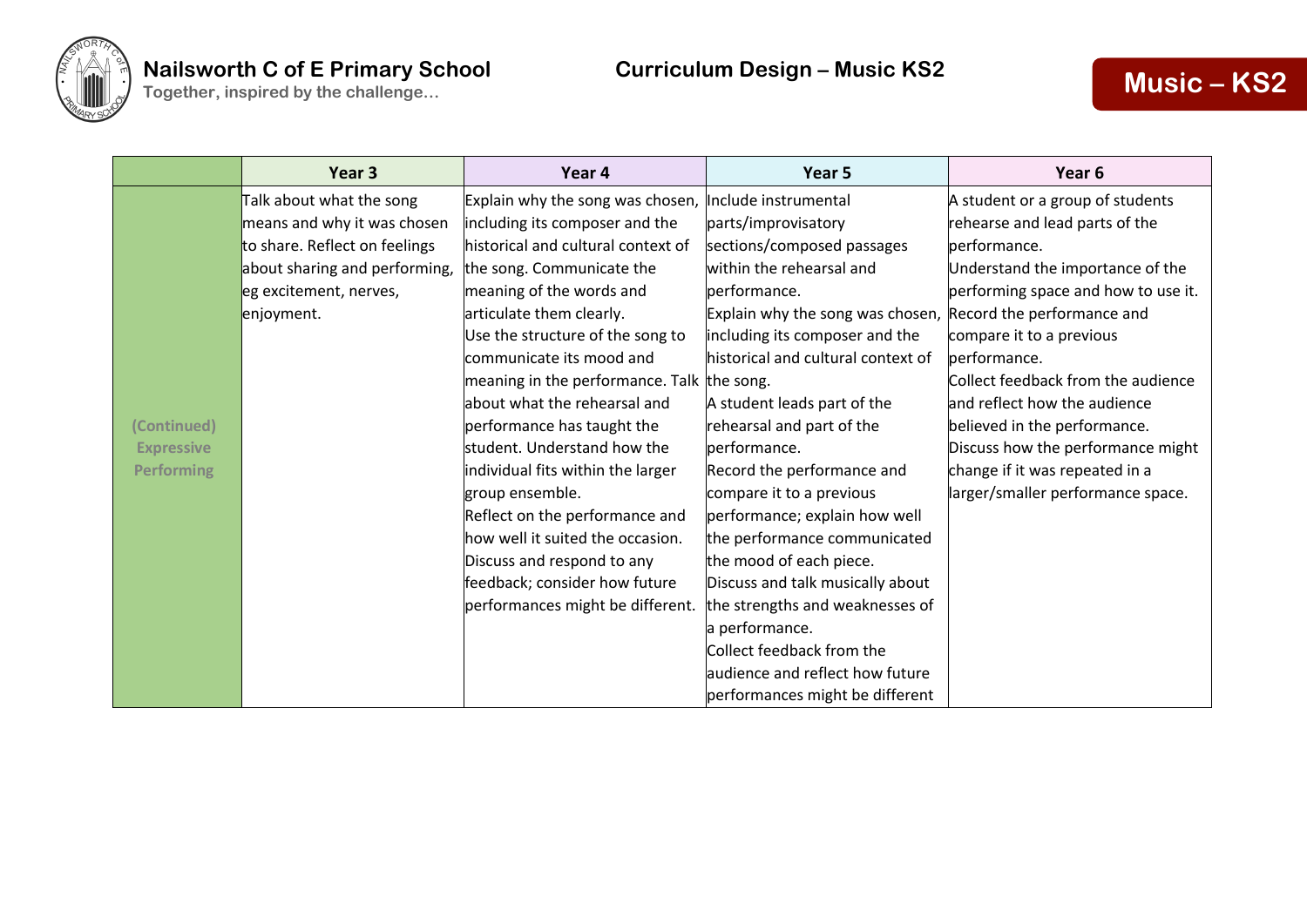| | Year 3 | Year 4 | Year 5 | Year 6 |
|---|---|---|---|---|
| (Continued) Expressive Performing | Talk about what the song means and why it was chosen to share. Reflect on feelings about sharing and performing, eg excitement, nerves, enjoyment. | Explain why the song was chosen, including its composer and the historical and cultural context of the song. Communicate the meaning of the words and articulate them clearly.<br>Use the structure of the song to communicate its mood and meaning in the performance. Talk about what the rehearsal and performance has taught the student. Understand how the individual fits within the larger group ensemble.<br>Reflect on the performance and how well it suited the occasion.<br>Discuss and respond to any feedback; consider how future performances might be different. | Include instrumental parts/improvisatory sections/composed passages within the rehearsal and performance.<br>Explain why the song was chosen, including its composer and the historical and cultural context of the song.<br>A student leads part of the rehearsal and part of the performance.<br>Record the performance and compare it to a previous performance; explain how well the performance communicated the mood of each piece.<br>Discuss and talk musically about the strengths and weaknesses of a performance.<br>Collect feedback from the audience and reflect how future performances might be different | A student or a group of students rehearse and lead parts of the performance.<br>Understand the importance of the performing space and how to use it.<br>Record the performance and compare it to a previous performance.<br>Collect feedback from the audience and reflect how the audience believed in the performance.<br>Discuss how the performance might change if it was repeated in a larger/smaller performance space. |